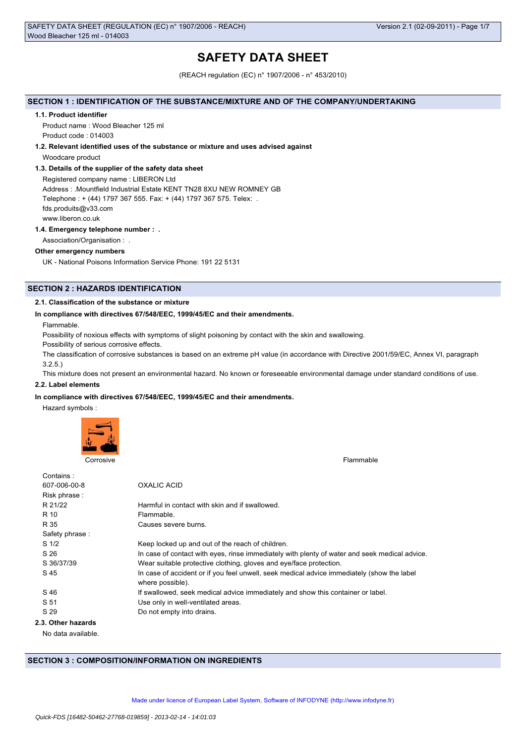# SAFETY DATA SHEET

(REACH regulation (EC) n° 1907/2006 - n° 453/2010)

## SECTION 1 : IDENTIFICATION OF THE SUBSTANCE/MIXTURE AND OF THE COMPANY/UNDERTAKING

### 1.1. Product identifier

Product name : Wood Bleacher 125 ml

Product code : 014003

### 1.2. Relevant identified uses of the substance or mixture and uses advised against

Woodcare product

### 1.3. Details of the supplier of the safety data sheet

Registered company name : LIBERON Ltd

Address : .Mountfield Industrial Estate KENT TN28 8XU NEW ROMNEY GB

Telephone : + (44) 1797 367 555. Fax: + (44) 1797 367 575. Telex: .

fds.produits@v33.com

www.liberon.co.uk

### 1.4. Emergency telephone number : .

Association/Organisation : .

**Other emergency numbers**

UK - National Poisons Information Service Phone: 191 22 5131

## SECTION 2 : HAZARDS IDENTIFICATION

### 2.1. Classification of the substance or mixture

**In compliance with directives 67/548/EEC, 1999/45/EC and their amendments.**

Flammable.

Possibility of noxious effects with symptoms of slight poisoning by contact with the skin and swallowing.

Possibility of serious corrosive effects.

The classification of corrosive substances is based on an extreme pH value (in accordance with Directive 2001/59/EC, Annex VI, paragraph 3.2.5.)

This mixture does not present an environmental hazard. No known or foreseeable environmental damage under standard conditions of use.

### 2.2. Label elements

**In compliance with directives 67/548/EEC, 1999/45/EC and their amendments.**

Hazard symbols :

Corrosive    Flammable

| | |
|---|---|
| Contains : | |
| 607-006-00-8 | OXALIC ACID |
| Risk phrase : | |
| R 21/22 | Harmful in contact with skin and if swallowed. |
| R 10 | Flammable. |
| R 35 | Causes severe burns. |
| Safety phrase : | |
| S 1/2 | Keep locked up and out of the reach of children. |
| S 26 | In case of contact with eyes, rinse immediately with plenty of water and seek medical advice. |
| S 36/37/39 | Wear suitable protective clothing, gloves and eye/face protection. |
| S 45 | In case of accident or if you feel unwell, seek medical advice immediately (show the label where possible). |
| S 46 | If swallowed, seek medical advice immediately and show this container or label. |
| S 51 | Use only in well-ventilated areas. |
| S 29 | Do not empty into drains. |

### 2.3. Other hazards

No data available.

## SECTION 3 : COMPOSITION/INFORMATION ON INGREDIENTS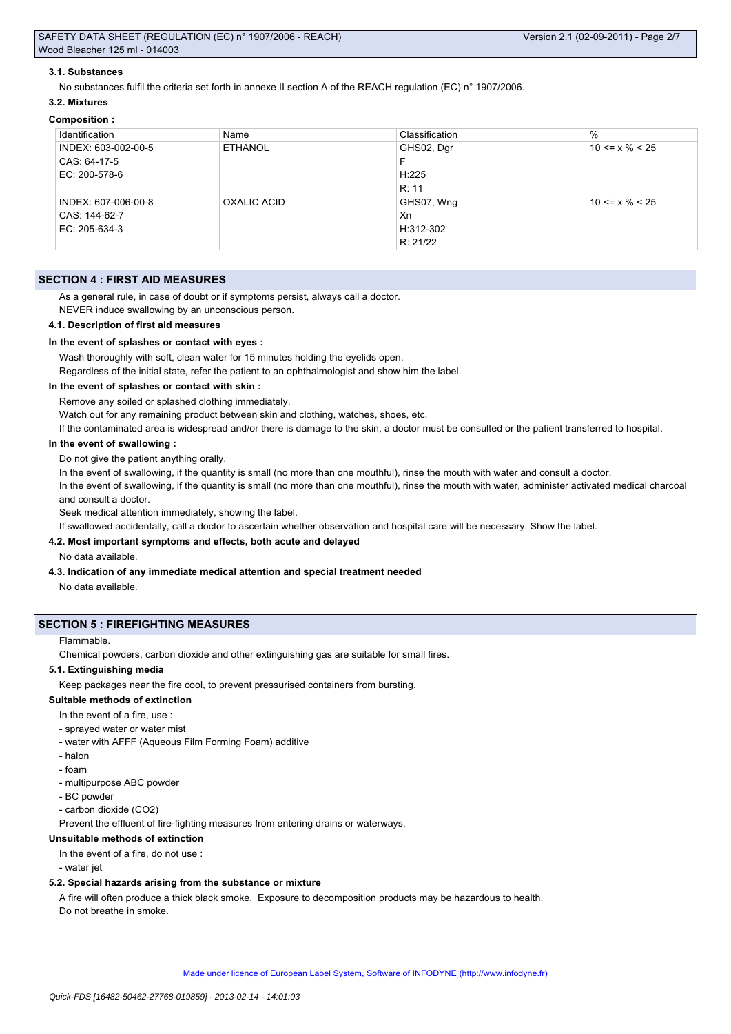### 3.1. Substances

No substances fulfil the criteria set forth in annexe II section A of the REACH regulation (EC) n° 1907/2006.

### 3.2. Mixtures

**Composition :**

| Identification | Name | Classification | % |
|---|---|---|---|
| INDEX: 603-002-00-5<br>CAS: 64-17-5<br>EC: 200-578-6 | ETHANOL | GHS02, Dgr<br>F<br>H:225<br>R: 11 | 10 <= x % < 25 |
| INDEX: 607-006-00-8<br>CAS: 144-62-7<br>EC: 205-634-3 | OXALIC ACID | GHS07, Wng<br>Xn<br>H:312-302<br>R: 21/22 | 10 <= x % < 25 |

## SECTION 4 : FIRST AID MEASURES

As a general rule, in case of doubt or if symptoms persist, always call a doctor.
NEVER induce swallowing by an unconscious person.

### 4.1. Description of first aid measures

**In the event of splashes or contact with eyes :**

Wash thoroughly with soft, clean water for 15 minutes holding the eyelids open.
Regardless of the initial state, refer the patient to an ophthalmologist and show him the label.

**In the event of splashes or contact with skin :**

Remove any soiled or splashed clothing immediately.
Watch out for any remaining product between skin and clothing, watches, shoes, etc.
If the contaminated area is widespread and/or there is damage to the skin, a doctor must be consulted or the patient transferred to hospital.

**In the event of swallowing :**

Do not give the patient anything orally.
In the event of swallowing, if the quantity is small (no more than one mouthful), rinse the mouth with water and consult a doctor.
In the event of swallowing, if the quantity is small (no more than one mouthful), rinse the mouth with water, administer activated medical charcoal and consult a doctor.
Seek medical attention immediately, showing the label.
If swallowed accidentally, call a doctor to ascertain whether observation and hospital care will be necessary. Show the label.

### 4.2. Most important symptoms and effects, both acute and delayed

No data available.

### 4.3. Indication of any immediate medical attention and special treatment needed

No data available.

## SECTION 5 : FIREFIGHTING MEASURES

Flammable.
Chemical powders, carbon dioxide and other extinguishing gas are suitable for small fires.

### 5.1. Extinguishing media

Keep packages near the fire cool, to prevent pressurised containers from bursting.

**Suitable methods of extinction**

In the event of a fire, use :

- sprayed water or water mist
- water with AFFF (Aqueous Film Forming Foam) additive
- halon
- foam
- multipurpose ABC powder
- BC powder
- carbon dioxide ($CO_2$)

Prevent the effluent of fire-fighting measures from entering drains or waterways.

**Unsuitable methods of extinction**

In the event of a fire, do not use :

- water jet

### 5.2. Special hazards arising from the substance or mixture

A fire will often produce a thick black smoke. Exposure to decomposition products may be hazardous to health.
Do not breathe in smoke.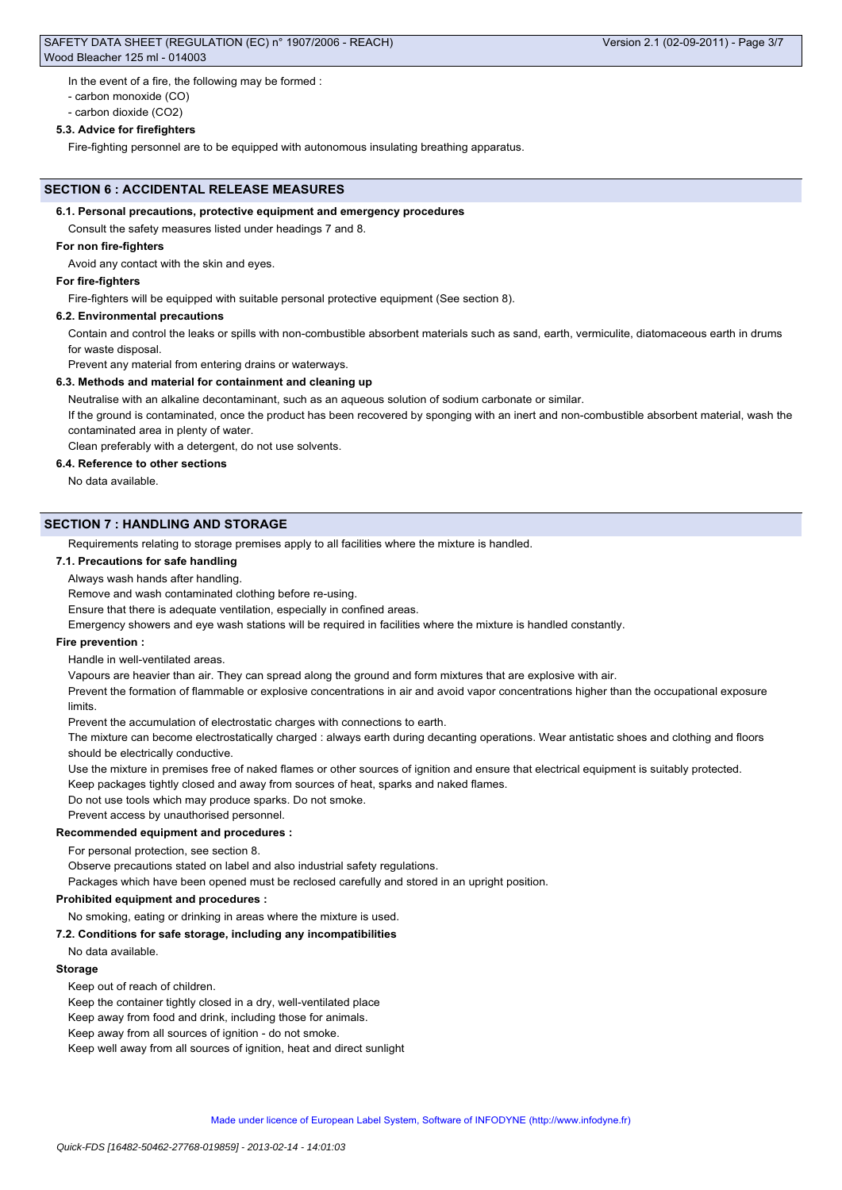In the event of a fire, the following may be formed :

- carbon monoxide (CO)
- carbon dioxide ($CO_2$)

### 5.3. Advice for firefighters

Fire-fighting personnel are to be equipped with autonomous insulating breathing apparatus.

## SECTION 6 : ACCIDENTAL RELEASE MEASURES

### 6.1. Personal precautions, protective equipment and emergency procedures

Consult the safety measures listed under headings 7 and 8.

**For non fire-fighters**

Avoid any contact with the skin and eyes.

**For fire-fighters**

Fire-fighters will be equipped with suitable personal protective equipment (See section 8).

### 6.2. Environmental precautions

Contain and control the leaks or spills with non-combustible absorbent materials such as sand, earth, vermiculite, diatomaceous earth in drums for waste disposal.

Prevent any material from entering drains or waterways.

### 6.3. Methods and material for containment and cleaning up

Neutralise with an alkaline decontaminant, such as an aqueous solution of sodium carbonate or similar.

If the ground is contaminated, once the product has been recovered by sponging with an inert and non-combustible absorbent material, wash the contaminated area in plenty of water.

Clean preferably with a detergent, do not use solvents.

### 6.4. Reference to other sections

No data available.

## SECTION 7 : HANDLING AND STORAGE

Requirements relating to storage premises apply to all facilities where the mixture is handled.

### 7.1. Precautions for safe handling

Always wash hands after handling.

Remove and wash contaminated clothing before re-using.

Ensure that there is adequate ventilation, especially in confined areas.

Emergency showers and eye wash stations will be required in facilities where the mixture is handled constantly.

**Fire prevention :**

Handle in well-ventilated areas.

Vapours are heavier than air. They can spread along the ground and form mixtures that are explosive with air.

Prevent the formation of flammable or explosive concentrations in air and avoid vapor concentrations higher than the occupational exposure limits.

Prevent the accumulation of electrostatic charges with connections to earth.

The mixture can become electrostatically charged : always earth during decanting operations. Wear antistatic shoes and clothing and floors should be electrically conductive.

Use the mixture in premises free of naked flames or other sources of ignition and ensure that electrical equipment is suitably protected.

Keep packages tightly closed and away from sources of heat, sparks and naked flames.

Do not use tools which may produce sparks. Do not smoke.

Prevent access by unauthorised personnel.

**Recommended equipment and procedures :**

For personal protection, see section 8.

Observe precautions stated on label and also industrial safety regulations.

Packages which have been opened must be reclosed carefully and stored in an upright position.

**Prohibited equipment and procedures :**

No smoking, eating or drinking in areas where the mixture is used.

### 7.2. Conditions for safe storage, including any incompatibilities

No data available.

**Storage**

Keep out of reach of children.

Keep the container tightly closed in a dry, well-ventilated place

Keep away from food and drink, including those for animals.

Keep away from all sources of ignition - do not smoke.

Keep well away from all sources of ignition, heat and direct sunlight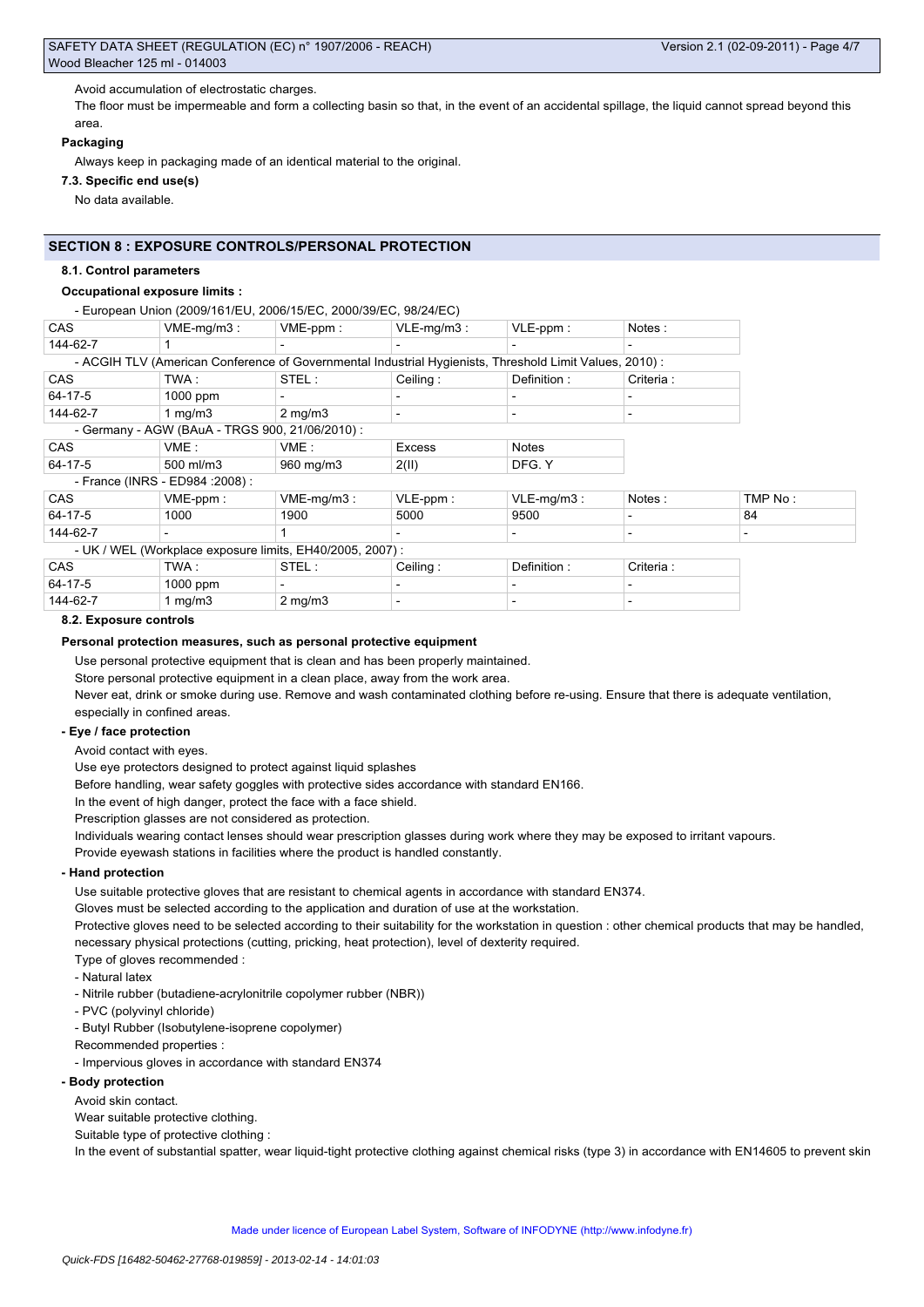Avoid accumulation of electrostatic charges.

The floor must be impermeable and form a collecting basin so that, in the event of an accidental spillage, the liquid cannot spread beyond this area.

**Packaging**

Always keep in packaging made of an identical material to the original.

**7.3. Specific end use(s)**

No data available.

## SECTION 8 : EXPOSURE CONTROLS/PERSONAL PROTECTION

**8.1. Control parameters**

**Occupational exposure limits :**

- European Union (2009/161/EU, 2006/15/EC, 2000/39/EC, 98/24/EC)

| CAS | VME-mg/m3 : | VME-ppm : | VLE-mg/m3 : | VLE-ppm : | Notes : |
|---|---|---|---|---|---|
| 144-62-7 | 1 | - | - | - | - |

- ACGIH TLV (American Conference of Governmental Industrial Hygienists, Threshold Limit Values, 2010) :

| CAS | TWA : | STEL : | Ceiling : | Definition : | Criteria : |
|---|---|---|---|---|---|
| 64-17-5 | 1000 ppm | - | - | - | - |
| 144-62-7 | 1 mg/m3 | 2 mg/m3 | - | - | - |

- Germany - AGW (BAuA - TRGS 900, 21/06/2010) :

| CAS | VME : | VME : | Excess | Notes |
|---|---|---|---|---|
| 64-17-5 | 500 ml/m3 | 960 mg/m3 | 2(II) | DFG. Y |

- France (INRS - ED984 :2008) :

| CAS | VME-ppm : | VME-mg/m3 : | VLE-ppm : | VLE-mg/m3 : | Notes : | TMP No : |
|---|---|---|---|---|---|---|
| 64-17-5 | 1000 | 1900 | 5000 | 9500 | - | 84 |
| 144-62-7 | - | 1 | - | - | - | - |

- UK / WEL (Workplace exposure limits, EH40/2005, 2007) :

| CAS | TWA : | STEL : | Ceiling : | Definition : | Criteria : |
|---|---|---|---|---|---|
| 64-17-5 | 1000 ppm | - | - | - | - |
| 144-62-7 | 1 mg/m3 | 2 mg/m3 | - | - | - |

**8.2. Exposure controls**

**Personal protection measures, such as personal protective equipment**

Use personal protective equipment that is clean and has been properly maintained.

Store personal protective equipment in a clean place, away from the work area.

Never eat, drink or smoke during use. Remove and wash contaminated clothing before re-using. Ensure that there is adequate ventilation, especially in confined areas.

**- Eye / face protection**

Avoid contact with eyes.

Use eye protectors designed to protect against liquid splashes

Before handling, wear safety goggles with protective sides accordance with standard EN166.

In the event of high danger, protect the face with a face shield.

Prescription glasses are not considered as protection.

Individuals wearing contact lenses should wear prescription glasses during work where they may be exposed to irritant vapours.

Provide eyewash stations in facilities where the product is handled constantly.

**- Hand protection**

Use suitable protective gloves that are resistant to chemical agents in accordance with standard EN374.

Gloves must be selected according to the application and duration of use at the workstation.

Protective gloves need to be selected according to their suitability for the workstation in question : other chemical products that may be handled, necessary physical protections (cutting, pricking, heat protection), level of dexterity required.

Type of gloves recommended :

- Natural latex
- Nitrile rubber (butadiene-acrylonitrile copolymer rubber (NBR))
- PVC (polyvinyl chloride)
- Butyl Rubber (Isobutylene-isoprene copolymer)

Recommended properties :

- Impervious gloves in accordance with standard EN374

**- Body protection**

Avoid skin contact.

Wear suitable protective clothing.

Suitable type of protective clothing :

In the event of substantial spatter, wear liquid-tight protective clothing against chemical risks (type 3) in accordance with EN14605 to prevent skin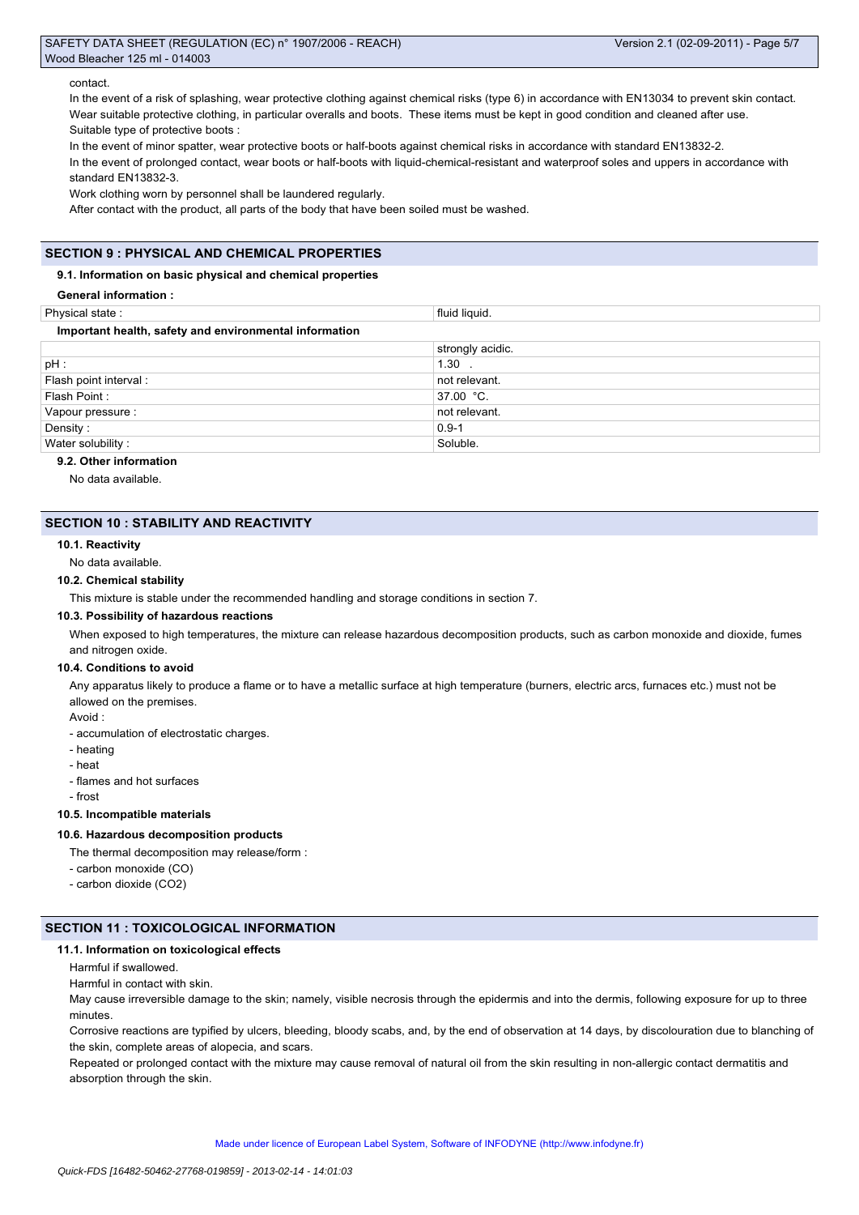contact.

In the event of a risk of splashing, wear protective clothing against chemical risks (type 6) in accordance with EN13034 to prevent skin contact.

Wear suitable protective clothing, in particular overalls and boots. These items must be kept in good condition and cleaned after use.

Suitable type of protective boots :

In the event of minor spatter, wear protective boots or half-boots against chemical risks in accordance with standard EN13832-2.

In the event of prolonged contact, wear boots or half-boots with liquid-chemical-resistant and waterproof soles and uppers in accordance with standard EN13832-3.

Work clothing worn by personnel shall be laundered regularly.

After contact with the product, all parts of the body that have been soiled must be washed.

## SECTION 9 : PHYSICAL AND CHEMICAL PROPERTIES

### 9.1. Information on basic physical and chemical properties

**General information :**

| Physical state : | fluid liquid. |
|---|---|

**Important health, safety and environmental information**

| | strongly acidic. |
|---|---|
| pH : | 1.30 . |
| Flash point interval : | not relevant. |
| Flash Point : | 37.00 °C. |
| Vapour pressure : | not relevant. |
| Density : | 0.9-1 |
| Water solubility : | Soluble. |

### 9.2. Other information

No data available.

## SECTION 10 : STABILITY AND REACTIVITY

### 10.1. Reactivity

No data available.

### 10.2. Chemical stability

This mixture is stable under the recommended handling and storage conditions in section 7.

### 10.3. Possibility of hazardous reactions

When exposed to high temperatures, the mixture can release hazardous decomposition products, such as carbon monoxide and dioxide, fumes and nitrogen oxide.

### 10.4. Conditions to avoid

Any apparatus likely to produce a flame or to have a metallic surface at high temperature (burners, electric arcs, furnaces etc.) must not be allowed on the premises.

Avoid :

- accumulation of electrostatic charges.
- heating
- heat
- flames and hot surfaces
- frost

### 10.5. Incompatible materials

### 10.6. Hazardous decomposition products

The thermal decomposition may release/form :

- carbon monoxide (CO)
- carbon dioxide ($CO_2$)

## SECTION 11 : TOXICOLOGICAL INFORMATION

### 11.1. Information on toxicological effects

Harmful if swallowed.

Harmful in contact with skin.

May cause irreversible damage to the skin; namely, visible necrosis through the epidermis and into the dermis, following exposure for up to three minutes.

Corrosive reactions are typified by ulcers, bleeding, bloody scabs, and, by the end of observation at 14 days, by discolouration due to blanching of the skin, complete areas of alopecia, and scars.

Repeated or prolonged contact with the mixture may cause removal of natural oil from the skin resulting in non-allergic contact dermatitis and absorption through the skin.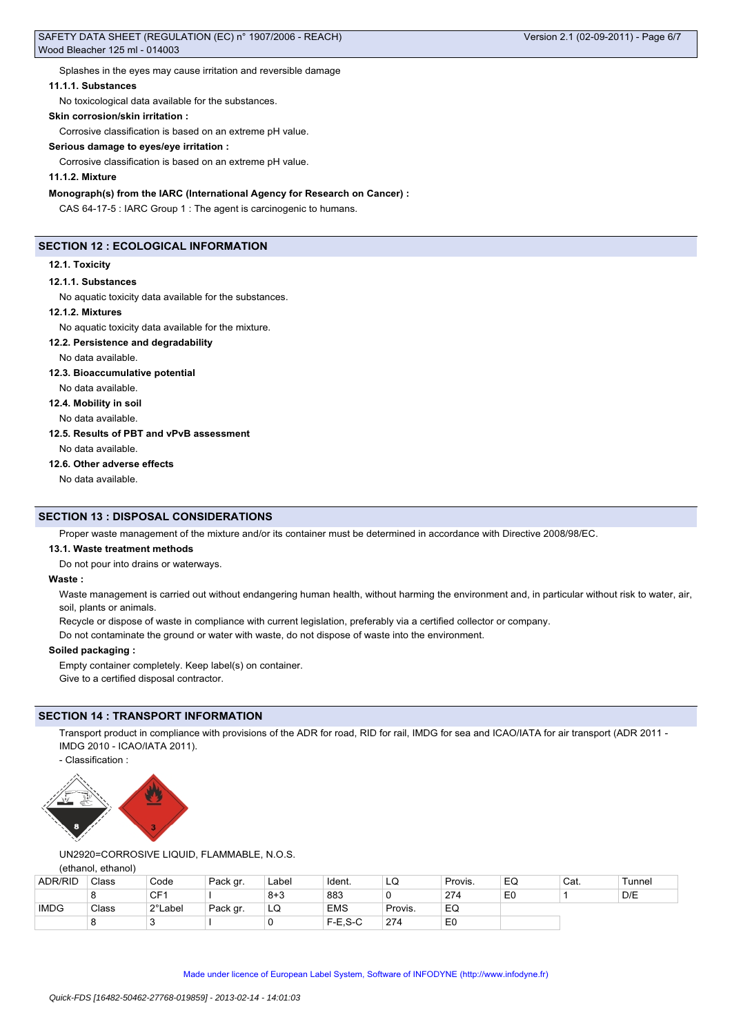Splashes in the eyes may cause irritation and reversible damage

#### 11.1.1. Substances

No toxicological data available for the substances.

**Skin corrosion/skin irritation :**

Corrosive classification is based on an extreme pH value.

**Serious damage to eyes/eye irritation :**

Corrosive classification is based on an extreme pH value.

#### 11.1.2. Mixture

**Monograph(s) from the IARC (International Agency for Research on Cancer) :**

CAS 64-17-5 : IARC Group 1 : The agent is carcinogenic to humans.

## SECTION 12 : ECOLOGICAL INFORMATION

### 12.1. Toxicity

#### 12.1.1. Substances

No aquatic toxicity data available for the substances.

#### 12.1.2. Mixtures

No aquatic toxicity data available for the mixture.

### 12.2. Persistence and degradability

No data available.

### 12.3. Bioaccumulative potential

No data available.

### 12.4. Mobility in soil

No data available.

### 12.5. Results of PBT and vPvB assessment

No data available.

### 12.6. Other adverse effects

No data available.

## SECTION 13 : DISPOSAL CONSIDERATIONS

Proper waste management of the mixture and/or its container must be determined in accordance with Directive 2008/98/EC.

### 13.1. Waste treatment methods

Do not pour into drains or waterways.

**Waste :**

Waste management is carried out without endangering human health, without harming the environment and, in particular without risk to water, air, soil, plants or animals.

Recycle or dispose of waste in compliance with current legislation, preferably via a certified collector or company.

Do not contaminate the ground or water with waste, do not dispose of waste into the environment.

**Soiled packaging :**

Empty container completely. Keep label(s) on container.

Give to a certified disposal contractor.

## SECTION 14 : TRANSPORT INFORMATION

Transport product in compliance with provisions of the ADR for road, RID for rail, IMDG for sea and ICAO/IATA for air transport (ADR 2011 - IMDG 2010 - ICAO/IATA 2011).

- Classification :

UN2920=CORROSIVE LIQUID, FLAMMABLE, N.O.S.
(ethanol, ethanol)

| ADR/RID | Class | Code | Pack gr. | Label | Ident. | LQ | Provis. | EQ | Cat. | Tunnel |
|---|---|---|---|---|---|---|---|---|---|---|
| | 8 | CF1 | I | 8+3 | 883 | 0 | 274 | E0 | 1 | D/E |

| IMDG | Class | 2°Label | Pack gr. | LQ | EMS | Provis. | EQ |
|---|---|---|---|---|---|---|---|
| | 8 | 3 | I | 0 | F-E,S-C | 274 | E0 |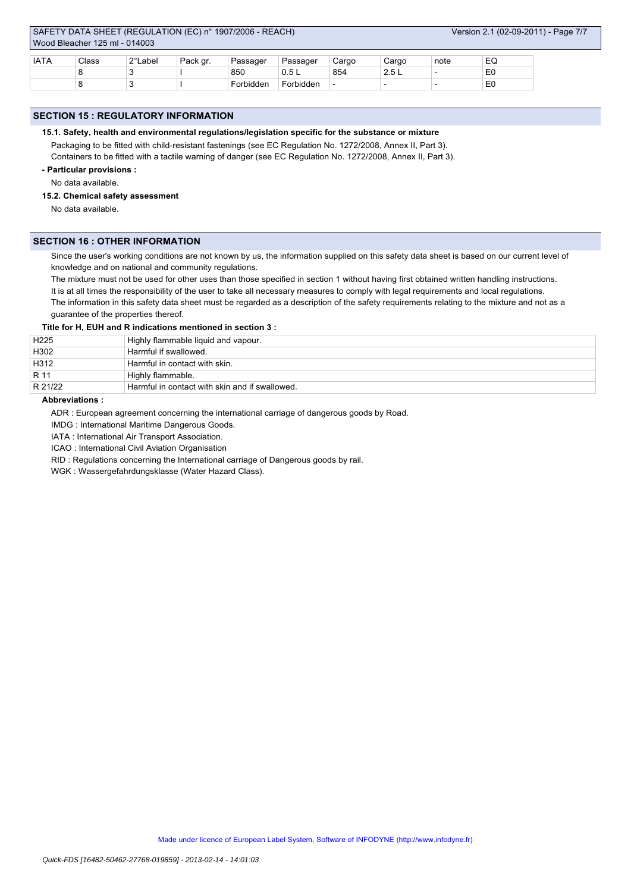| IATA | Class | 2°Label | Pack gr. | Passager | Passager | Cargo | Cargo | note | EQ |
|---|---|---|---|---|---|---|---|---|---|
| | 8 | 3 | I | 850 | 0.5 L | 854 | 2.5 L | - | E0 |
| | 8 | 3 | I | Forbidden | Forbidden | - | - | - | E0 |

## SECTION 15 : REGULATORY INFORMATION

### 15.1. Safety, health and environmental regulations/legislation specific for the substance or mixture

Packaging to be fitted with child-resistant fastenings (see EC Regulation No. 1272/2008, Annex II, Part 3).

Containers to be fitted with a tactile warning of danger (see EC Regulation No. 1272/2008, Annex II, Part 3).

**- Particular provisions :**

No data available.

### 15.2. Chemical safety assessment

No data available.

## SECTION 16 : OTHER INFORMATION

Since the user's working conditions are not known by us, the information supplied on this safety data sheet is based on our current level of knowledge and on national and community regulations.

The mixture must not be used for other uses than those specified in section 1 without having first obtained written handling instructions.

It is at all times the responsibility of the user to take all necessary measures to comply with legal requirements and local regulations.

The information in this safety data sheet must be regarded as a description of the safety requirements relating to the mixture and not as a guarantee of the properties thereof.

**Title for H, EUH and R indications mentioned in section 3 :**

| | |
|---|---|
| H225 | Highly flammable liquid and vapour. |
| H302 | Harmful if swallowed. |
| H312 | Harmful in contact with skin. |
| R 11 | Highly flammable. |
| R 21/22 | Harmful in contact with skin and if swallowed. |

**Abbreviations :**

ADR : European agreement concerning the international carriage of dangerous goods by Road.

IMDG : International Maritime Dangerous Goods.

IATA : International Air Transport Association.

ICAO : International Civil Aviation Organisation

RID : Regulations concerning the International carriage of Dangerous goods by rail.

WGK : Wassergefahrdungsklasse (Water Hazard Class).